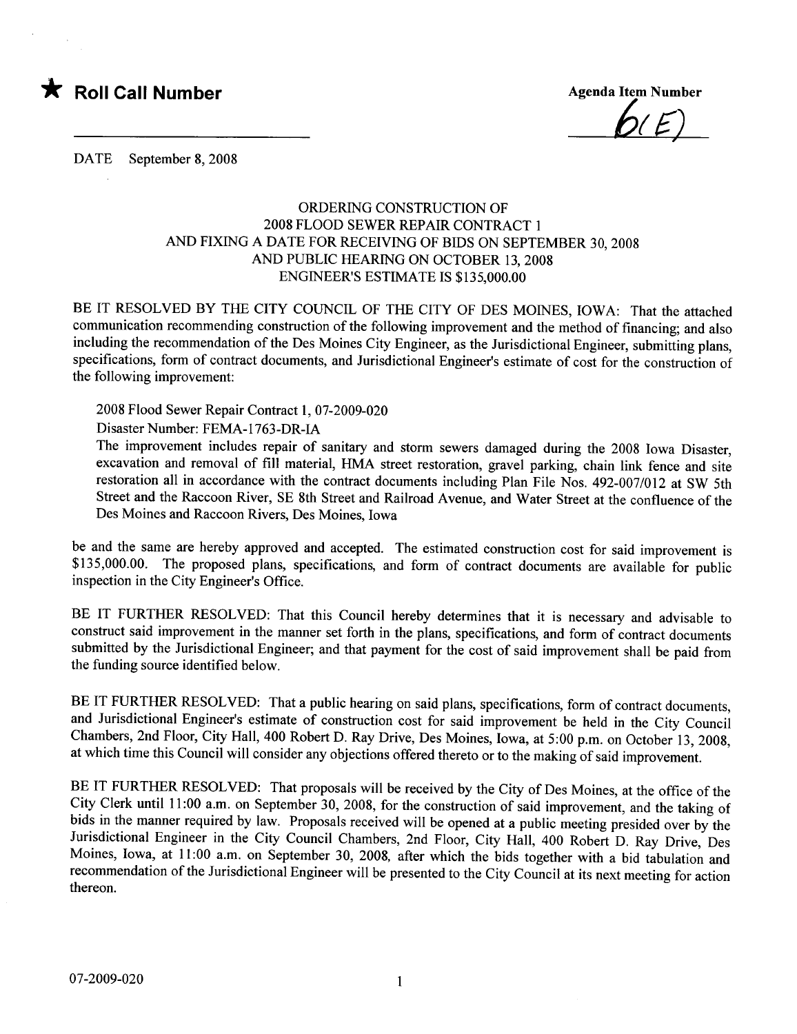★ **Roll Call Number**

______________________

**Agenda Item Number**

6(E)

DATE September 8, 2008

ORDERING CONSTRUCTION OF
2008 FLOOD SEWER REPAIR CONTRACT 1
AND FIXING A DATE FOR RECEIVING OF BIDS ON SEPTEMBER 30, 2008
AND PUBLIC HEARING ON OCTOBER 13, 2008
ENGINEER'S ESTIMATE IS $135,000.00

BE IT RESOLVED BY THE CITY COUNCIL OF THE CITY OF DES MOINES, IOWA: That the attached communication recommending construction of the following improvement and the method of financing; and also including the recommendation of the Des Moines City Engineer, as the Jurisdictional Engineer, submitting plans, specifications, form of contract documents, and Jurisdictional Engineer's estimate of cost for the construction of the following improvement:

2008 Flood Sewer Repair Contract 1, 07-2009-020

Disaster Number: FEMA-1763-DR-IA

The improvement includes repair of sanitary and storm sewers damaged during the 2008 Iowa Disaster, excavation and removal of fill material, HMA street restoration, gravel parking, chain link fence and site restoration all in accordance with the contract documents including Plan File Nos. 492-007/012 at SW 5th Street and the Raccoon River, SE 8th Street and Railroad Avenue, and Water Street at the confluence of the Des Moines and Raccoon Rivers, Des Moines, Iowa

be and the same are hereby approved and accepted. The estimated construction cost for said improvement is $135,000.00. The proposed plans, specifications, and form of contract documents are available for public inspection in the City Engineer's Office.

BE IT FURTHER RESOLVED: That this Council hereby determines that it is necessary and advisable to construct said improvement in the manner set forth in the plans, specifications, and form of contract documents submitted by the Jurisdictional Engineer; and that payment for the cost of said improvement shall be paid from the funding source identified below.

BE IT FURTHER RESOLVED: That a public hearing on said plans, specifications, form of contract documents, and Jurisdictional Engineer's estimate of construction cost for said improvement be held in the City Council Chambers, 2nd Floor, City Hall, 400 Robert D. Ray Drive, Des Moines, Iowa, at 5:00 p.m. on October 13, 2008, at which time this Council will consider any objections offered thereto or to the making of said improvement.

BE IT FURTHER RESOLVED: That proposals will be received by the City of Des Moines, at the office of the City Clerk until 11:00 a.m. on September 30, 2008, for the construction of said improvement, and the taking of bids in the manner required by law. Proposals received will be opened at a public meeting presided over by the Jurisdictional Engineer in the City Council Chambers, 2nd Floor, City Hall, 400 Robert D. Ray Drive, Des Moines, Iowa, at 11:00 a.m. on September 30, 2008, after which the bids together with a bid tabulation and recommendation of the Jurisdictional Engineer will be presented to the City Council at its next meeting for action thereon.

07-2009-020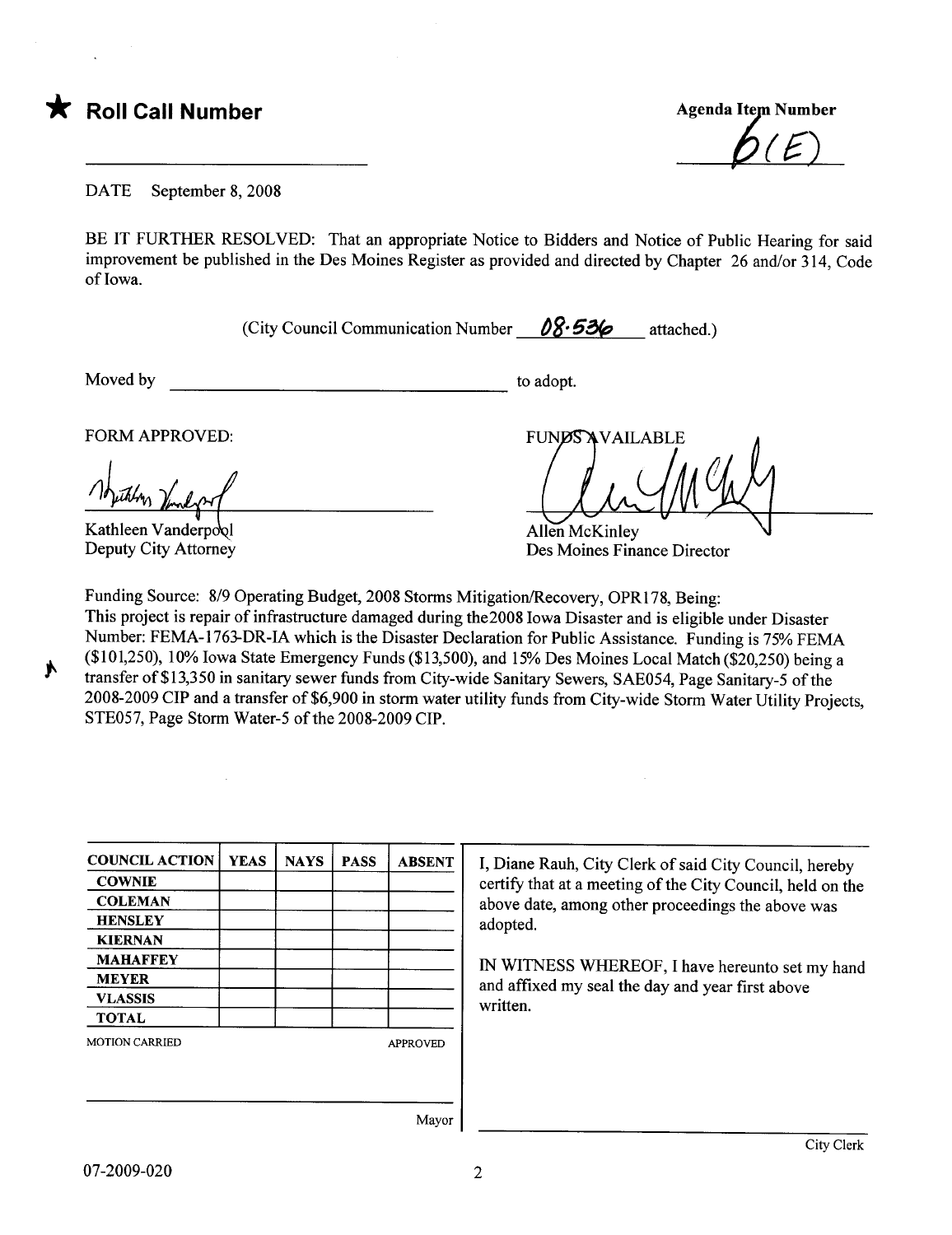★ **Roll Call Number**

______________________________

**Agenda Item Number**

6(E)

DATE September 8, 2008

BE IT FURTHER RESOLVED: That an appropriate Notice to Bidders and Notice of Public Hearing for said improvement be published in the Des Moines Register as provided and directed by Chapter 26 and/or 314, Code of Iowa.

(City Council Communication Number 08-536 attached.)

Moved by ______________________________ to adopt.

FORM APPROVED:

Kathleen Vanderpool
Deputy City Attorney

FUNDS AVAILABLE

Allen McKinley
Des Moines Finance Director

Funding Source: 8/9 Operating Budget, 2008 Storms Mitigation/Recovery, OPR178, Being:
This project is repair of infrastructure damaged during the2008 Iowa Disaster and is eligible under Disaster Number: FEMA-1763-DR-IA which is the Disaster Declaration for Public Assistance. Funding is 75% FEMA ($101,250), 10% Iowa State Emergency Funds ($13,500), and 15% Des Moines Local Match ($20,250) being a transfer of $13,350 in sanitary sewer funds from City-wide Sanitary Sewers, SAE054, Page Sanitary-5 of the 2008-2009 CIP and a transfer of $6,900 in storm water utility funds from City-wide Storm Water Utility Projects, STE057, Page Storm Water-5 of the 2008-2009 CIP.

| COUNCIL ACTION | YEAS | NAYS | PASS | ABSENT |
|---|---|---|---|---|
| COWNIE | | | | |
| COLEMAN | | | | |
| HENSLEY | | | | |
| KIERNAN | | | | |
| MAHAFFEY | | | | |
| MEYER | | | | |
| VLASSIS | | | | |
| TOTAL | | | | |

MOTION CARRIED APPROVED

______________________________ Mayor

I, Diane Rauh, City Clerk of said City Council, hereby certify that at a meeting of the City Council, held on the above date, among other proceedings the above was adopted.

IN WITNESS WHEREOF, I have hereunto set my hand and affixed my seal the day and year first above written.

______________________________ City Clerk

07-2009-020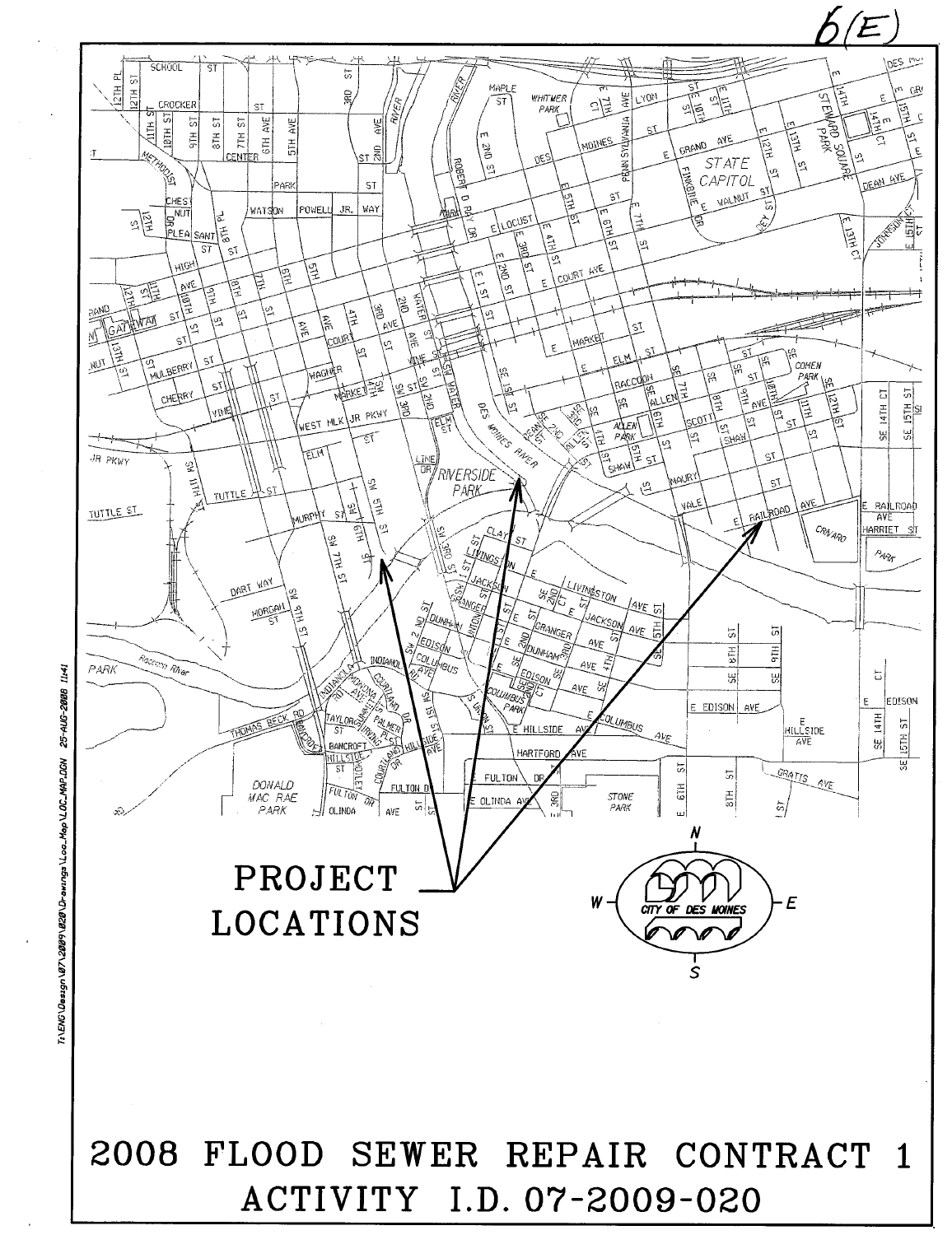6(E)

PROJECT LOCATIONS

# 2008 FLOOD SEWER REPAIR CONTRACT 1

## ACTIVITY I.D. 07-2009-020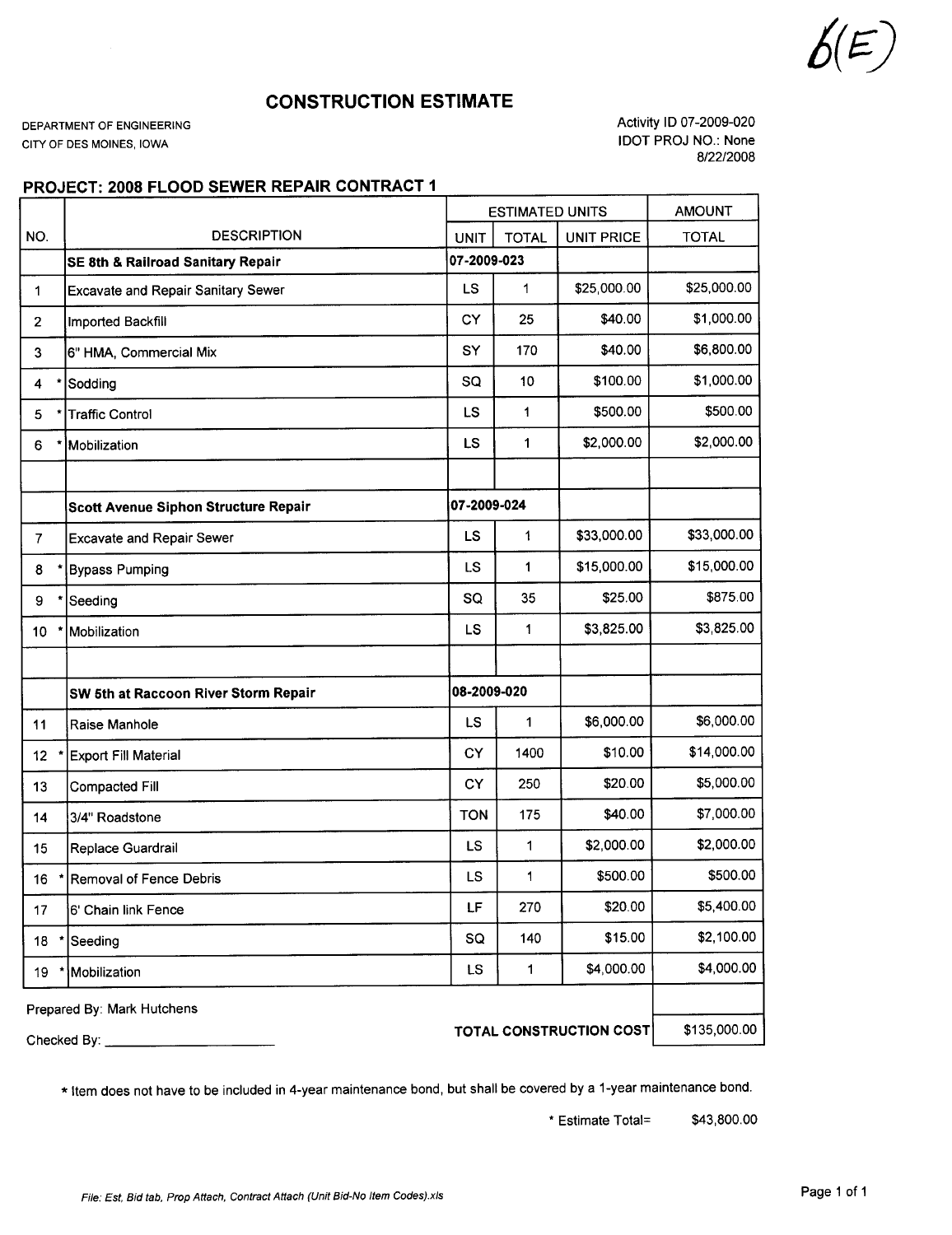6(E)

# CONSTRUCTION ESTIMATE

DEPARTMENT OF ENGINEERING
CITY OF DES MOINES, IOWA

Activity ID 07-2009-020
IDOT PROJ NO.: None
8/22/2008

## PROJECT: 2008 FLOOD SEWER REPAIR CONTRACT 1

| NO. | DESCRIPTION | ESTIMATED UNITS | | | AMOUNT |
|---|---|---|---|---|---|
| | | UNIT | TOTAL | UNIT PRICE | TOTAL |
| | **SE 8th & Railroad Sanitary Repair** | 07-2009-023 | | | |
| 1 | Excavate and Repair Sanitary Sewer | LS | 1 | $25,000.00 | $25,000.00 |
| 2 | Imported Backfill | CY | 25 | $40.00 | $1,000.00 |
| 3 | 6" HMA, Commercial Mix | SY | 170 | $40.00 | $6,800.00 |
| 4 * | Sodding | SQ | 10 | $100.00 | $1,000.00 |
| 5 * | Traffic Control | LS | 1 | $500.00 | $500.00 |
| 6 * | Mobilization | LS | 1 | $2,000.00 | $2,000.00 |
| | | | | | |
| | **Scott Avenue Siphon Structure Repair** | 07-2009-024 | | | |
| 7 | Excavate and Repair Sewer | LS | 1 | $33,000.00 | $33,000.00 |
| 8 * | Bypass Pumping | LS | 1 | $15,000.00 | $15,000.00 |
| 9 * | Seeding | SQ | 35 | $25.00 | $875.00 |
| 10 * | Mobilization | LS | 1 | $3,825.00 | $3,825.00 |
| | | | | | |
| | **SW 5th at Raccoon River Storm Repair** | 08-2009-020 | | | |
| 11 | Raise Manhole | LS | 1 | $6,000.00 | $6,000.00 |
| 12 * | Export Fill Material | CY | 1400 | $10.00 | $14,000.00 |
| 13 | Compacted Fill | CY | 250 | $20.00 | $5,000.00 |
| 14 | 3/4" Roadstone | TON | 175 | $40.00 | $7,000.00 |
| 15 | Replace Guardrail | LS | 1 | $2,000.00 | $2,000.00 |
| 16 * | Removal of Fence Debris | LS | 1 | $500.00 | $500.00 |
| 17 | 6' Chain link Fence | LF | 270 | $20.00 | $5,400.00 |
| 18 * | Seeding | SQ | 140 | $15.00 | $2,100.00 |
| 19 * | Mobilization | LS | 1 | $4,000.00 | $4,000.00 |
| | | | | **TOTAL CONSTRUCTION COST** | $135,000.00 |

Prepared By: Mark Hutchens

Checked By: ______________________

* Item does not have to be included in 4-year maintenance bond, but shall be covered by a 1-year maintenance bond.

* Estimate Total= $43,800.00

*File: Est, Bid tab, Prop Attach, Contract Attach (Unit Bid-No Item Codes).xls*